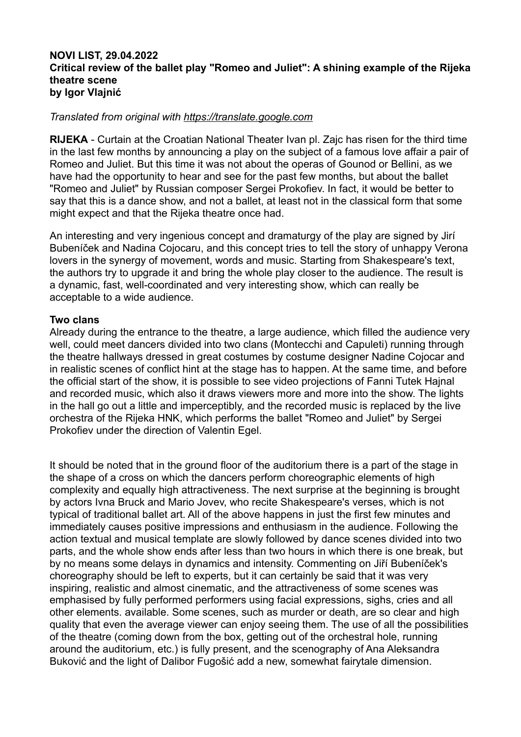**NOVI LIST, 29.04.2022**
**Critical review of the ballet play "Romeo and Juliet": A shining example of the Rijeka theatre scene**
**by Igor Vlajnić**

*Translated from original with https://translate.google.com*

**RIJEKA** - Curtain at the Croatian National Theater Ivan pl. Zajc has risen for the third time in the last few months by announcing a play on the subject of a famous love affair a pair of Romeo and Juliet. But this time it was not about the operas of Gounod or Bellini, as we have had the opportunity to hear and see for the past few months, but about the ballet "Romeo and Juliet" by Russian composer Sergei Prokofiev. In fact, it would be better to say that this is a dance show, and not a ballet, at least not in the classical form that some might expect and that the Rijeka theatre once had.

An interesting and very ingenious concept and dramaturgy of the play are signed by Jirí Bubeníček and Nadina Cojocaru, and this concept tries to tell the story of unhappy Verona lovers in the synergy of movement, words and music. Starting from Shakespeare's text, the authors try to upgrade it and bring the whole play closer to the audience. The result is a dynamic, fast, well-coordinated and very interesting show, which can really be acceptable to a wide audience.

**Two clans**
Already during the entrance to the theatre, a large audience, which filled the audience very well, could meet dancers divided into two clans (Montecchi and Capuleti) running through the theatre hallways dressed in great costumes by costume designer Nadine Cojocar and in realistic scenes of conflict hint at the stage has to happen. At the same time, and before the official start of the show, it is possible to see video projections of Fanni Tutek Hajnal and recorded music, which also it draws viewers more and more into the show. The lights in the hall go out a little and imperceptibly, and the recorded music is replaced by the live orchestra of the Rijeka HNK, which performs the ballet "Romeo and Juliet" by Sergei Prokofiev under the direction of Valentin Egel.

It should be noted that in the ground floor of the auditorium there is a part of the stage in the shape of a cross on which the dancers perform choreographic elements of high complexity and equally high attractiveness. The next surprise at the beginning is brought by actors Ivna Bruck and Mario Jovev, who recite Shakespeare's verses, which is not typical of traditional ballet art. All of the above happens in just the first few minutes and immediately causes positive impressions and enthusiasm in the audience. Following the action textual and musical template are slowly followed by dance scenes divided into two parts, and the whole show ends after less than two hours in which there is one break, but by no means some delays in dynamics and intensity. Commenting on Jiří Bubeníček's choreography should be left to experts, but it can certainly be said that it was very inspiring, realistic and almost cinematic, and the attractiveness of some scenes was emphasised by fully performed performers using facial expressions, sighs, cries and all other elements. available. Some scenes, such as murder or death, are so clear and high quality that even the average viewer can enjoy seeing them. The use of all the possibilities of the theatre (coming down from the box, getting out of the orchestral hole, running around the auditorium, etc.) is fully present, and the scenography of Ana Aleksandra Buković and the light of Dalibor Fugošić add a new, somewhat fairytale dimension.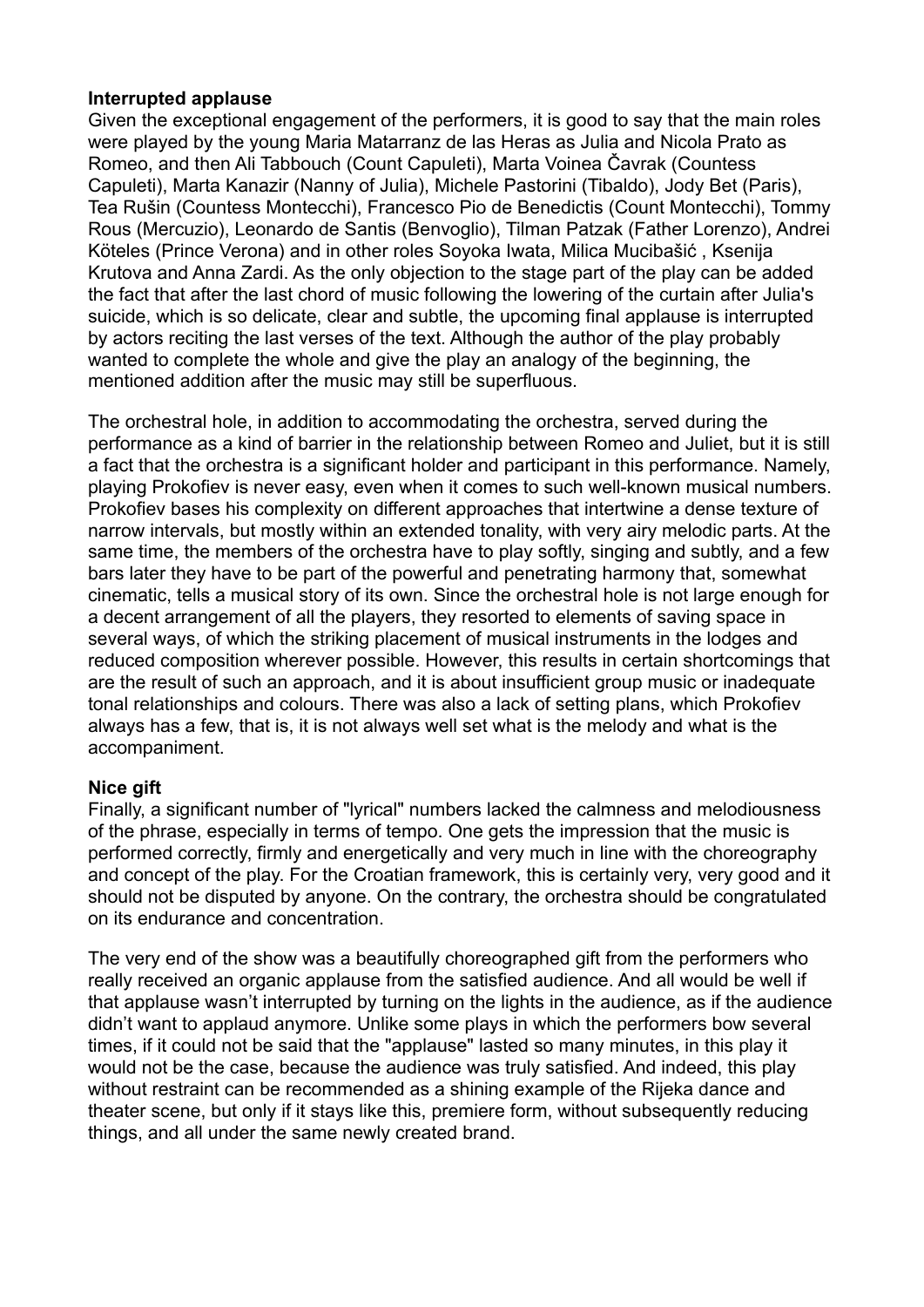**Interrupted applause**

Given the exceptional engagement of the performers, it is good to say that the main roles were played by the young Maria Matarranz de las Heras as Julia and Nicola Prato as Romeo, and then Ali Tabbouch (Count Capuleti), Marta Voinea Čavrak (Countess Capuleti), Marta Kanazir (Nanny of Julia), Michele Pastorini (Tibaldo), Jody Bet (Paris), Tea Rušin (Countess Montecchi), Francesco Pio de Benedictis (Count Montecchi), Tommy Rous (Mercuzio), Leonardo de Santis (Benvoglio), Tilman Patzak (Father Lorenzo), Andrei Köteles (Prince Verona) and in other roles Soyoka Iwata, Milica Mucibašić , Ksenija Krutova and Anna Zardi. As the only objection to the stage part of the play can be added the fact that after the last chord of music following the lowering of the curtain after Julia's suicide, which is so delicate, clear and subtle, the upcoming final applause is interrupted by actors reciting the last verses of the text. Although the author of the play probably wanted to complete the whole and give the play an analogy of the beginning, the mentioned addition after the music may still be superfluous.

The orchestral hole, in addition to accommodating the orchestra, served during the performance as a kind of barrier in the relationship between Romeo and Juliet, but it is still a fact that the orchestra is a significant holder and participant in this performance. Namely, playing Prokofiev is never easy, even when it comes to such well-known musical numbers. Prokofiev bases his complexity on different approaches that intertwine a dense texture of narrow intervals, but mostly within an extended tonality, with very airy melodic parts. At the same time, the members of the orchestra have to play softly, singing and subtly, and a few bars later they have to be part of the powerful and penetrating harmony that, somewhat cinematic, tells a musical story of its own. Since the orchestral hole is not large enough for a decent arrangement of all the players, they resorted to elements of saving space in several ways, of which the striking placement of musical instruments in the lodges and reduced composition wherever possible. However, this results in certain shortcomings that are the result of such an approach, and it is about insufficient group music or inadequate tonal relationships and colours. There was also a lack of setting plans, which Prokofiev always has a few, that is, it is not always well set what is the melody and what is the accompaniment.

**Nice gift**

Finally, a significant number of "lyrical" numbers lacked the calmness and melodiousness of the phrase, especially in terms of tempo. One gets the impression that the music is performed correctly, firmly and energetically and very much in line with the choreography and concept of the play. For the Croatian framework, this is certainly very, very good and it should not be disputed by anyone. On the contrary, the orchestra should be congratulated on its endurance and concentration.

The very end of the show was a beautifully choreographed gift from the performers who really received an organic applause from the satisfied audience. And all would be well if that applause wasn't interrupted by turning on the lights in the audience, as if the audience didn't want to applaud anymore. Unlike some plays in which the performers bow several times, if it could not be said that the "applause" lasted so many minutes, in this play it would not be the case, because the audience was truly satisfied. And indeed, this play without restraint can be recommended as a shining example of the Rijeka dance and theater scene, but only if it stays like this, premiere form, without subsequently reducing things, and all under the same newly created brand.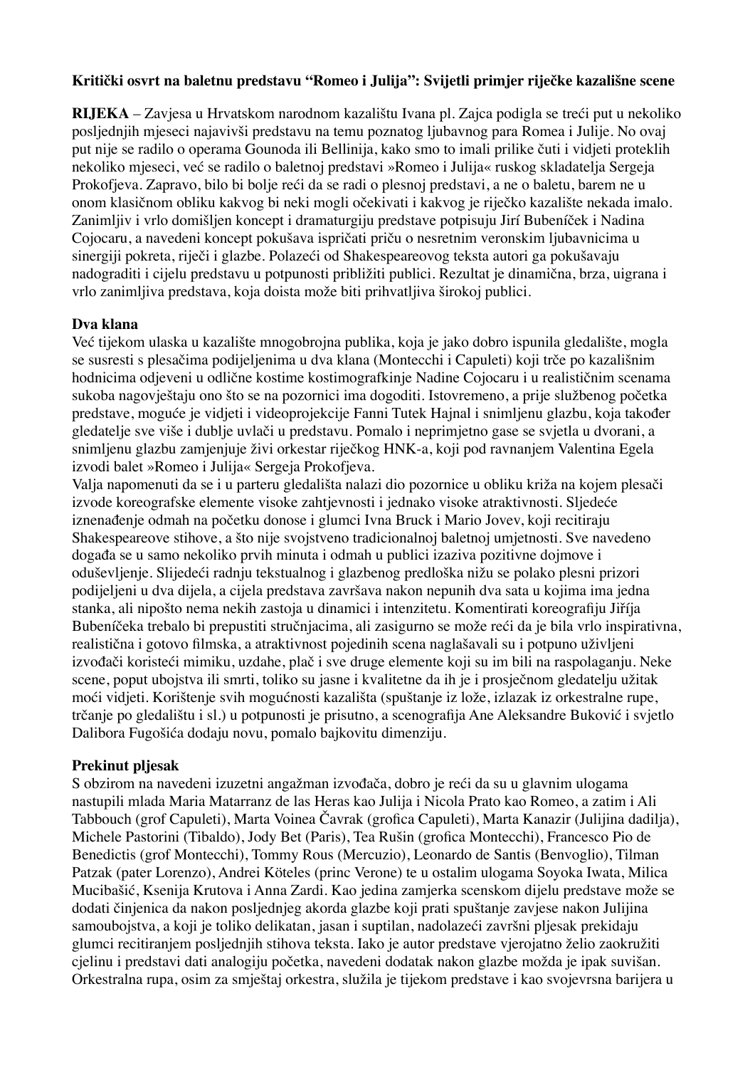**Kritički osvrt na baletnu predstavu "Romeo i Julija": Svijetli primjer riječke kazališne scene**

**RIJEKA** – Zavjesa u Hrvatskom narodnom kazalištu Ivana pl. Zajca podigla se treći put u nekoliko posljednjih mjeseci najavivši predstavu na temu poznatog ljubavnog para Romea i Julije. No ovaj put nije se radilo o operama Gounoda ili Bellinija, kako smo to imali prilike čuti i vidjeti proteklih nekoliko mjeseci, već se radilo o baletnoj predstavi »Romeo i Julija« ruskog skladatelja Sergeja Prokofjeva. Zapravo, bilo bi bolje reći da se radi o plesnoj predstavi, a ne o baletu, barem ne u onom klasičnom obliku kakvog bi neki mogli očekivati i kakvog je riječko kazalište nekada imalo. Zanimljiv i vrlo domišljen koncept i dramaturgiju predstave potpisuju Jirí Bubeníček i Nadina Cojocaru, a navedeni koncept pokušava ispričati priču o nesretnim veronskim ljubavnicima u sinergiji pokreta, riječi i glazbe. Polazeći od Shakespeareovog teksta autori ga pokušavaju nadograditi i cijelu predstavu u potpunosti približiti publici. Rezultat je dinamična, brza, uigrana i vrlo zanimljiva predstava, koja doista može biti prihvatljiva širokoj publici.

**Dva klana**

Već tijekom ulaska u kazalište mnogobrojna publika, koja je jako dobro ispunila gledalište, mogla se susresti s plesačima podijeljenima u dva klana (Montecchi i Capuleti) koji trče po kazališnim hodnicima odjeveni u odlične kostime kostimografkinje Nadine Cojocaru i u realističnim scenama sukoba nagovještaju ono što se na pozornici ima dogoditi. Istovremeno, a prije službenog početka predstave, moguće je vidjeti i videoprojekcije Fanni Tutek Hajnal i snimljenu glazbu, koja također gledatelje sve više i dublje uvlači u predstavu. Pomalo i neprimjetno gase se svjetla u dvorani, a snimljenu glazbu zamjenjuje živi orkestar riječkog HNK-a, koji pod ravnanjem Valentina Egela izvodi balet »Romeo i Julija« Sergeja Prokofjeva.

Valja napomenuti da se i u parteru gledališta nalazi dio pozornice u obliku križa na kojem plesači izvode koreografske elemente visoke zahtjevnosti i jednako visoke atraktivnosti. Sljedeće iznenađenje odmah na početku donose i glumci Ivna Bruck i Mario Jovev, koji recitiraju Shakespeareove stihove, a što nije svojstveno tradicionalnoj baletnoj umjetnosti. Sve navedeno događa se u samo nekoliko prvih minuta i odmah u publici izaziva pozitivne dojmove i oduševljenje. Slijedeći radnju tekstualnog i glazbenog predloška nižu se polako plesni prizori podijeljeni u dva dijela, a cijela predstava završava nakon nepunih dva sata u kojima ima jedna stanka, ali nipošto nema nekih zastoja u dinamici i intenzitetu. Komentirati koreografiju Jiřího Bubeníčeka trebalo bi prepustiti stručnjacima, ali zasigurno se može reći da je bila vrlo inspirativna, realistična i gotovo filmska, a atraktivnost pojedinih scena naglašavali su i potpuno uživljeni izvođači koristeći mimiku, uzdahe, plač i sve druge elemente koji su im bili na raspolaganju. Neke scene, poput ubojstva ili smrti, toliko su jasne i kvalitetne da ih je i prosječnom gledatelju užitak moći vidjeti. Korištenje svih mogućnosti kazališta (spuštanje iz lože, izlazak iz orkestralne rupe, trčanje po gledalištu i sl.) u potpunosti je prisutno, a scenografija Ane Aleksandre Buković i svjetlo Dalibora Fugošića dodaju novu, pomalo bajkovitu dimenziju.

**Prekinut pljesak**

S obzirom na navedeni izuzetni angažman izvođača, dobro je reći da su u glavnim ulogama nastupili mlada Maria Matarranz de las Heras kao Julija i Nicola Prato kao Romeo, a zatim i Ali Tabbouch (grof Capuleti), Marta Voinea Čavrak (grofica Capuleti), Marta Kanazir (Julijina dadilja), Michele Pastorini (Tibaldo), Jody Bet (Paris), Tea Rušin (grofica Montecchi), Francesco Pio de Benedictis (grof Montecchi), Tommy Rous (Mercuzio), Leonardo de Santis (Benvoglio), Tilman Patzak (pater Lorenzo), Andrei Köteles (princ Verone) te u ostalim ulogama Soyoka Iwata, Milica Mucibašić, Ksenija Krutova i Anna Zardi. Kao jedina zamjerka scenskom dijelu predstave može se dodati činjenica da nakon posljednjeg akorda glazbe koji prati spuštanje zavjese nakon Julijina samoubojstva, a koji je toliko delikatan, jasan i suptilan, nadolazeći završni pljesak prekidaju glumci recitiranjem posljednjih stihova teksta. Iako je autor predstave vjerojatno želio zaokružiti cjelinu i predstavi dati analogiju početka, navedeni dodatak nakon glazbe možda je ipak suvišan. Orkestralna rupa, osim za smještaj orkestra, služila je tijekom predstave i kao svojevrsna barijera u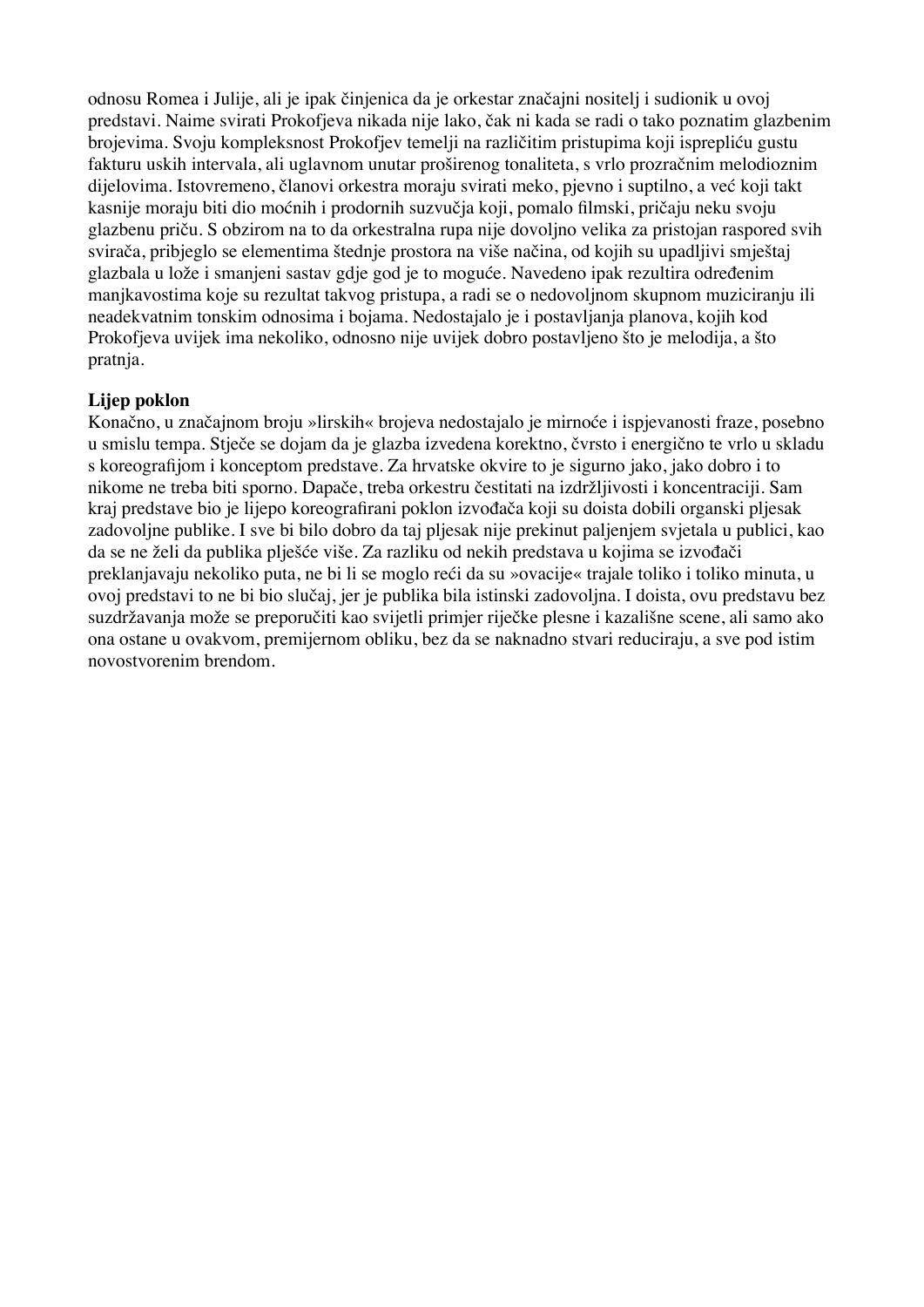odnosu Romea i Julije, ali je ipak činjenica da je orkestar značajni nositelj i sudionik u ovoj predstavi. Naime svirati Prokofjeva nikada nije lako, čak ni kada se radi o tako poznatim glazbenim brojevima. Svoju kompleksnost Prokofjev temelji na različitim pristupima koji ispreplići gustu fakturu uskih intervala, ali uglavnom unutar proširenog tonaliteta, s vrlo prozračnim melodioznim dijelovima. Istovremeno, članovi orkestra moraju svirati meko, pjevno i suptilno, a već koji takt kasnije moraju biti dio moćnih i prodornih suzvučja koji, pomalo filmski, pričaju neku svoju glazbenu priču. S obzirom na to da orkestralna rupa nije dovoljno velika za pristojan raspored svih svirača, pribjeglo se elementima štednje prostora na više načina, od kojih su upadljivi smještaj glazbala u lože i smanjeni sastav gdje god je to moguće. Navedeno ipak rezultira određenim manjkavostima koje su rezultat takvog pristupa, a radi se o nedovoljnom skupnom muziciranju ili neadekvatnim tonskim odnosima i bojama. Nedostajalo je i postavljanja planova, kojih kod Prokofjeva uvijek ima nekoliko, odnosno nije uvijek dobro postavljeno što je melodija, a što pratnja.

**Lijep poklon**

Konačno, u značajnom broju »lirskih« brojeva nedostajalo je mirnoće i ispjevanosti fraze, posebno u smislu tempa. Stječe se dojam da je glazba izvedena korektno, čvrsto i energično te vrlo u skladu s koreografijom i konceptom predstave. Za hrvatske okvire to je sigurno jako, jako dobro i to nikome ne treba biti sporno. Dapače, treba orkestru čestitati na izdržljivosti i koncentraciji. Sam kraj predstave bio je lijepo koreografirani poklon izvođača koji su doista dobili organski pljesak zadovoljne publike. I sve bi bilo dobro da taj pljesak nije prekinut paljenjem svjetala u publici, kao da se ne želi da publika plješće više. Za razliku od nekih predstava u kojima se izvođači preklanjavaju nekoliko puta, ne bi li se moglo reći da su »ovacije« trajale toliko i toliko minuta, u ovoj predstavi to ne bi bio slučaj, jer je publika bila istinski zadovoljna. I doista, ovu predstavu bez suzdržavanja može se preporučiti kao svijetli primjer riječke plesne i kazališne scene, ali samo ako ona ostane u ovakvom, premijernom obliku, bez da se naknadno stvari reduciraju, a sve pod istim novostvorenim brendom.